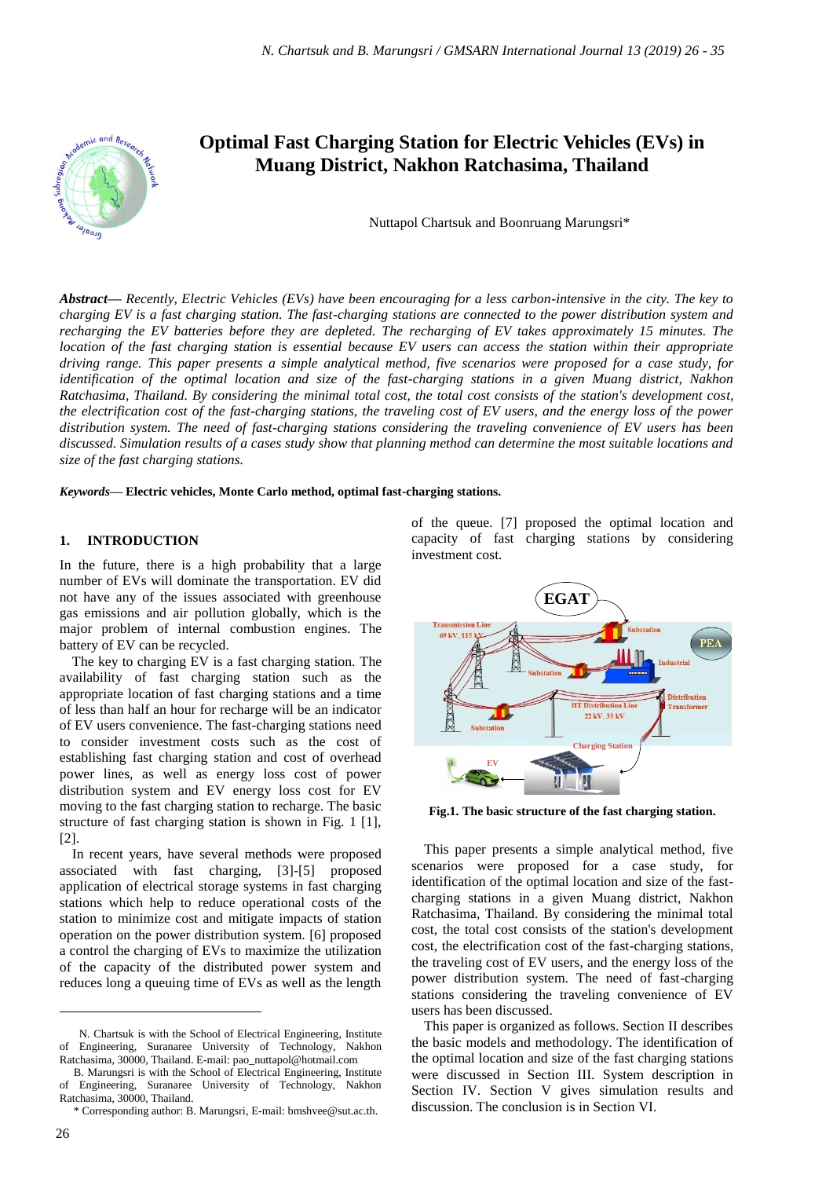# Optimal Fast Charging Station for Electric Vehicles (EVs) in Muang District, Nakhon Ratchasima, Thailand

Nuttapol Chartsuk and Boonruang Marungsri*

***Abstract***— *Recently, Electric Vehicles (EVs) have been encouraging for a less carbon-intensive in the city. The key to charging EV is a fast charging station. The fast-charging stations are connected to the power distribution system and recharging the EV batteries before they are depleted. The recharging of EV takes approximately 15 minutes. The location of the fast charging station is essential because EV users can access the station within their appropriate driving range. This paper presents a simple analytical method, five scenarios were proposed for a case study, for identification of the optimal location and size of the fast-charging stations in a given Muang district, Nakhon Ratchasima, Thailand. By considering the minimal total cost, the total cost consists of the station's development cost, the electrification cost of the fast-charging stations, the traveling cost of EV users, and the energy loss of the power distribution system. The need of fast-charging stations considering the traveling convenience of EV users has been discussed. Simulation results of a cases study show that planning method can determine the most suitable locations and size of the fast charging stations.*

***Keywords***— **Electric vehicles, Monte Carlo method, optimal fast-charging stations.**

## 1. INTRODUCTION

In the future, there is a high probability that a large number of EVs will dominate the transportation. EV did not have any of the issues associated with greenhouse gas emissions and air pollution globally, which is the major problem of internal combustion engines. The battery of EV can be recycled.

The key to charging EV is a fast charging station. The availability of fast charging station such as the appropriate location of fast charging stations and a time of less than half an hour for recharge will be an indicator of EV users convenience. The fast-charging stations need to consider investment costs such as the cost of establishing fast charging station and cost of overhead power lines, as well as energy loss cost of power distribution system and EV energy loss cost for EV moving to the fast charging station to recharge. The basic structure of fast charging station is shown in Fig. 1 [1], [2].

In recent years, have several methods were proposed associated with fast charging, [3]-[5] proposed application of electrical storage systems in fast charging stations which help to reduce operational costs of the station to minimize cost and mitigate impacts of station operation on the power distribution system. [6] proposed a control the charging of EVs to maximize the utilization of the capacity of the distributed power system and reduces long a queuing time of EVs as well as the length of the queue. [7] proposed the optimal location and capacity of fast charging stations by considering investment cost.

**Fig.1. The basic structure of the fast charging station.**

This paper presents a simple analytical method, five scenarios were proposed for a case study, for identification of the optimal location and size of the fast-charging stations in a given Muang district, Nakhon Ratchasima, Thailand. By considering the minimal total cost, the total cost consists of the station's development cost, the electrification cost of the fast-charging stations, the traveling cost of EV users, and the energy loss of the power distribution system. The need of fast-charging stations considering the traveling convenience of EV users has been discussed.

This paper is organized as follows. Section II describes the basic models and methodology. The identification of the optimal location and size of the fast charging stations were discussed in Section III. System description in Section IV. Section V gives simulation results and discussion. The conclusion is in Section VI.

---

N. Chartsuk is with the School of Electrical Engineering, Institute of Engineering, Suranaree University of Technology, Nakhon Ratchasima, 30000, Thailand. E-mail: pao_nuttapol@hotmail.com

B. Marungsri is with the School of Electrical Engineering, Institute of Engineering, Suranaree University of Technology, Nakhon Ratchasima, 30000, Thailand.

\* Corresponding author: B. Marungsri, E-mail: bmshvee@sut.ac.th.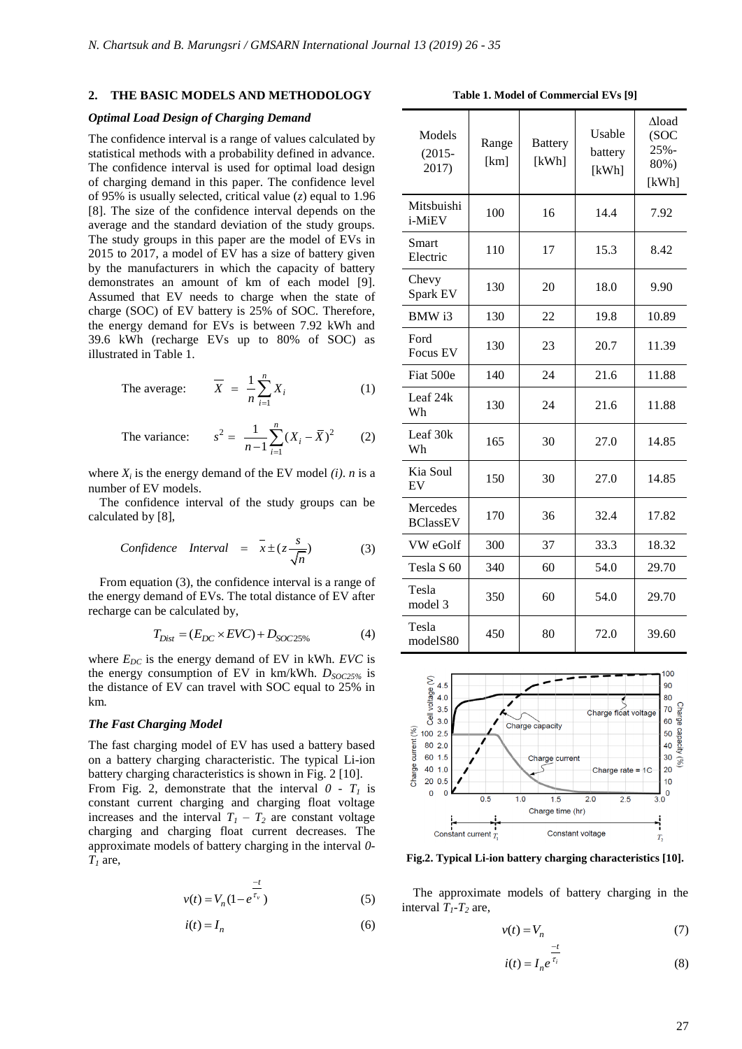## 2. THE BASIC MODELS AND METHODOLOGY

### *Optimal Load Design of Charging Demand*

The confidence interval is a range of values calculated by statistical methods with a probability defined in advance. The confidence interval is used for optimal load design of charging demand in this paper. The confidence level of 95% is usually selected, critical value ($z$) equal to 1.96 [8]. The size of the confidence interval depends on the average and the standard deviation of the study groups. The study groups in this paper are the model of EVs in 2015 to 2017, a model of EV has a size of battery given by the manufacturers in which the capacity of battery demonstrates an amount of km of each model [9]. Assumed that EV needs to charge when the state of charge (SOC) of EV battery is 25% of SOC. Therefore, the energy demand for EVs is between 7.92 kWh and 39.6 kWh (recharge EVs up to 80% of SOC) as illustrated in Table 1.

The average:
$$\overline{X} = \frac{1}{n}\sum_{i=1}^{n} X_i \tag{1}$$

The variance:
$$s^2 = \frac{1}{n-1}\sum_{i=1}^{n}(X_i - \overline{X})^2 \tag{2}$$

where $X_i$ is the energy demand of the EV model $(i)$. $n$ is a number of EV models.

The confidence interval of the study groups can be calculated by [8],

$$\textit{Confidence Interval} = \overline{x} \pm (z\frac{s}{\sqrt{n}}) \tag{3}$$

From equation (3), the confidence interval is a range of the energy demand of EVs. The total distance of EV after recharge can be calculated by,

$$T_{Dist} = (E_{DC} \times EVC) + D_{SOC25\%} \tag{4}$$

where $E_{DC}$ is the energy demand of EV in kWh. $EVC$ is the energy consumption of EV in km/kWh. $D_{SOC25\%}$ is the distance of EV can travel with SOC equal to 25% in km.

### *The Fast Charging Model*

The fast charging model of EV has used a battery based on a battery charging characteristic. The typical Li-ion battery charging characteristics is shown in Fig. 2 [10]. From Fig. 2, demonstrate that the interval $0$ - $T_1$ is constant current charging and charging float voltage increases and the interval $T_1$ – $T_2$ are constant voltage charging and charging float current decreases. The approximate models of battery charging in the interval $0$-$T_1$ are,

$$v(t) = V_n(1 - e^{\frac{-t}{\tau_v}}) \tag{5}$$

$$i(t) = I_n \tag{6}$$

**Table 1. Model of Commercial EVs [9]**

| Models (2015-2017) | Range [km] | Battery [kWh] | Usable battery [kWh] | Δload (SOC 25%-80%) [kWh] |
|---|---|---|---|---|
| Mitsbuishi i-MiEV | 100 | 16 | 14.4 | 7.92 |
| Smart Electric | 110 | 17 | 15.3 | 8.42 |
| Chevy Spark EV | 130 | 20 | 18.0 | 9.90 |
| BMW i3 | 130 | 22 | 19.8 | 10.89 |
| Ford Focus EV | 130 | 23 | 20.7 | 11.39 |
| Fiat 500e | 140 | 24 | 21.6 | 11.88 |
| Leaf 24k Wh | 130 | 24 | 21.6 | 11.88 |
| Leaf 30k Wh | 165 | 30 | 27.0 | 14.85 |
| Kia Soul EV | 150 | 30 | 27.0 | 14.85 |
| Mercedes BClassEV | 170 | 36 | 32.4 | 17.82 |
| VW eGolf | 300 | 37 | 33.3 | 18.32 |
| Tesla S 60 | 340 | 60 | 54.0 | 29.70 |
| Tesla model 3 | 350 | 60 | 54.0 | 29.70 |
| Tesla modelS80 | 450 | 80 | 72.0 | 39.60 |

**Fig.2. Typical Li-ion battery charging characteristics [10].**

The approximate models of battery charging in the interval $T_1$-$T_2$ are,

$$v(t) = V_n \tag{7}$$

$$i(t) = I_n e^{\frac{-t}{\tau_i}} \tag{8}$$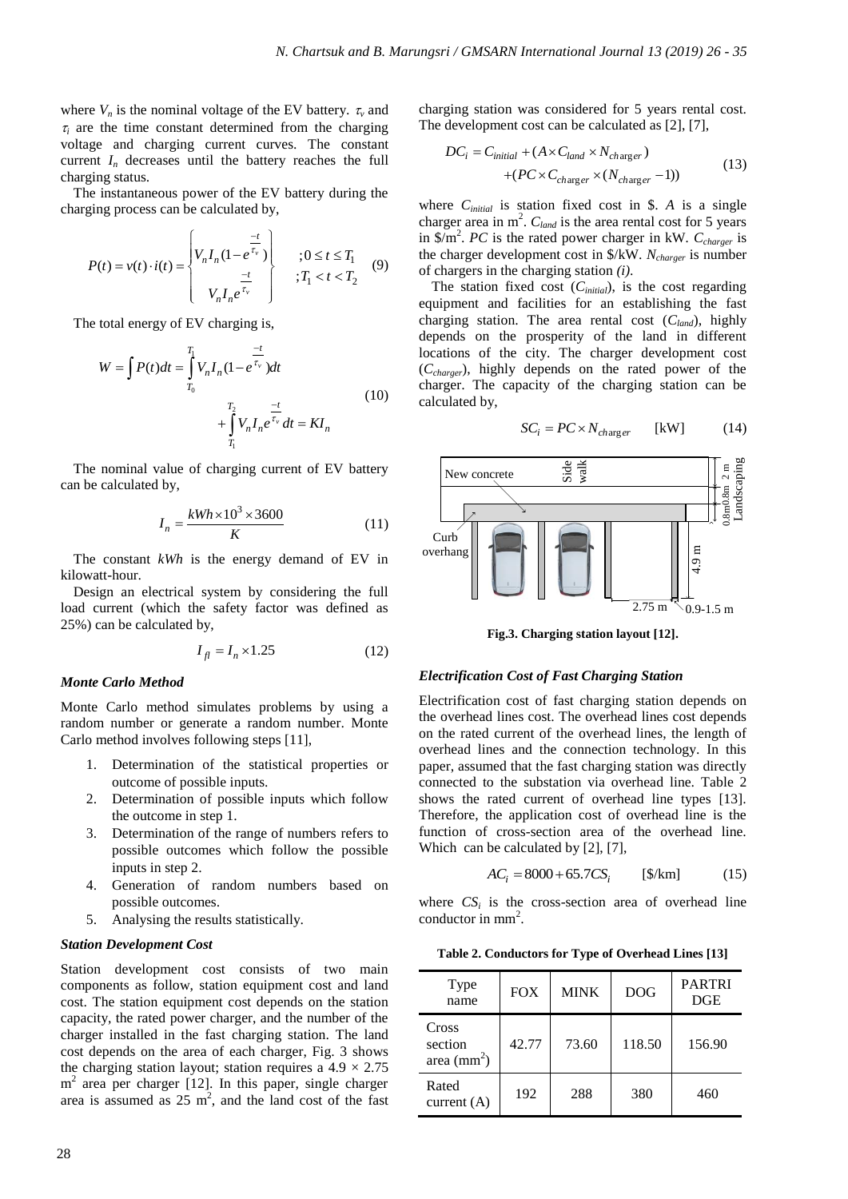where $V_n$ is the nominal voltage of the EV battery. $\tau_v$ and $\tau_i$ are the time constant determined from the charging voltage and charging current curves. The constant current $I_n$ decreases until the battery reaches the full charging status.

The instantaneous power of the EV battery during the charging process can be calculated by,

$$P(t) = v(t) \cdot i(t) = \begin{cases} V_n I_n (1 - e^{\frac{-t}{\tau_v}}) & ; 0 \le t \le T_1 \\ V_n I_n e^{\frac{-t}{\tau_v}} & ; T_1 < t < T_2 \end{cases} \tag{9}$$

The total energy of EV charging is,

$$W = \int P(t)dt = \int_{T_0}^{T_1} V_n I_n (1 - e^{\frac{-t}{\tau_v}})dt + \int_{T_1}^{T_2} V_n I_n e^{\frac{-t}{\tau_v}} dt = K I_n \tag{10}$$

The nominal value of charging current of EV battery can be calculated by,

$$I_n = \frac{kWh \times 10^3 \times 3600}{K} \tag{11}$$

The constant $kWh$ is the energy demand of EV in kilowatt-hour.

Design an electrical system by considering the full load current (which the safety factor was defined as 25%) can be calculated by,

$$I_{fl} = I_n \times 1.25 \tag{12}$$

### *Monte Carlo Method*

Monte Carlo method simulates problems by using a random number or generate a random number. Monte Carlo method involves following steps [11],

1. Determination of the statistical properties or outcome of possible inputs.
2. Determination of possible inputs which follow the outcome in step 1.
3. Determination of the range of numbers refers to possible outcomes which follow the possible inputs in step 2.
4. Generation of random numbers based on possible outcomes.
5. Analysing the results statistically.

### *Station Development Cost*

Station development cost consists of two main components as follow, station equipment cost and land cost. The station equipment cost depends on the station capacity, the rated power charger, and the number of the charger installed in the fast charging station. The land cost depends on the area of each charger, Fig. 3 shows the charging station layout; station requires a 4.9 × 2.75 m$^2$ area per charger [12]. In this paper, single charger area is assumed as 25 m$^2$, and the land cost of the fast charging station was considered for 5 years rental cost. The development cost can be calculated as [2], [7],

$$DC_i = C_{initial} + (A \times C_{land} \times N_{charger}) + (PC \times C_{charger} \times (N_{charger} - 1)) \tag{13}$$

where $C_{initial}$ is station fixed cost in \$. $A$ is a single charger area in m$^2$. $C_{land}$ is the area rental cost for 5 years in \$/m$^2$. $PC$ is the rated power charger in kW. $C_{charger}$ is the charger development cost in \$/kW. $N_{charger}$ is number of chargers in the charging station *(i)*.

The station fixed cost ($C_{initial}$), is the cost regarding equipment and facilities for an establishing the fast charging station. The area rental cost ($C_{land}$), highly depends on the prosperity of the land in different locations of the city. The charger development cost ($C_{charger}$), highly depends on the rated power of the charger. The capacity of the charging station can be calculated by,

$$SC_i = PC \times N_{charger} \quad \text{[kW]} \tag{14}$$

**Fig.3. Charging station layout [12].**

### *Electrification Cost of Fast Charging Station*

Electrification cost of fast charging station depends on the overhead lines cost. The overhead lines cost depends on the rated current of the overhead lines, the length of overhead lines and the connection technology. In this paper, assumed that the fast charging station was directly connected to the substation via overhead line. Table 2 shows the rated current of overhead line types [13]. Therefore, the application cost of overhead line is the function of cross-section area of the overhead line. Which can be calculated by [2], [7],

$$AC_i = 8000 + 65.7 CS_i \quad \text{[\$/km]} \tag{15}$$

where $CS_i$ is the cross-section area of overhead line conductor in mm$^2$.

**Table 2. Conductors for Type of Overhead Lines [13]**

| Type name | FOX | MINK | DOG | PARTRIDGE |
|---|---|---|---|---|
| Cross section area (mm$^2$) | 42.77 | 73.60 | 118.50 | 156.90 |
| Rated current (A) | 192 | 288 | 380 | 460 |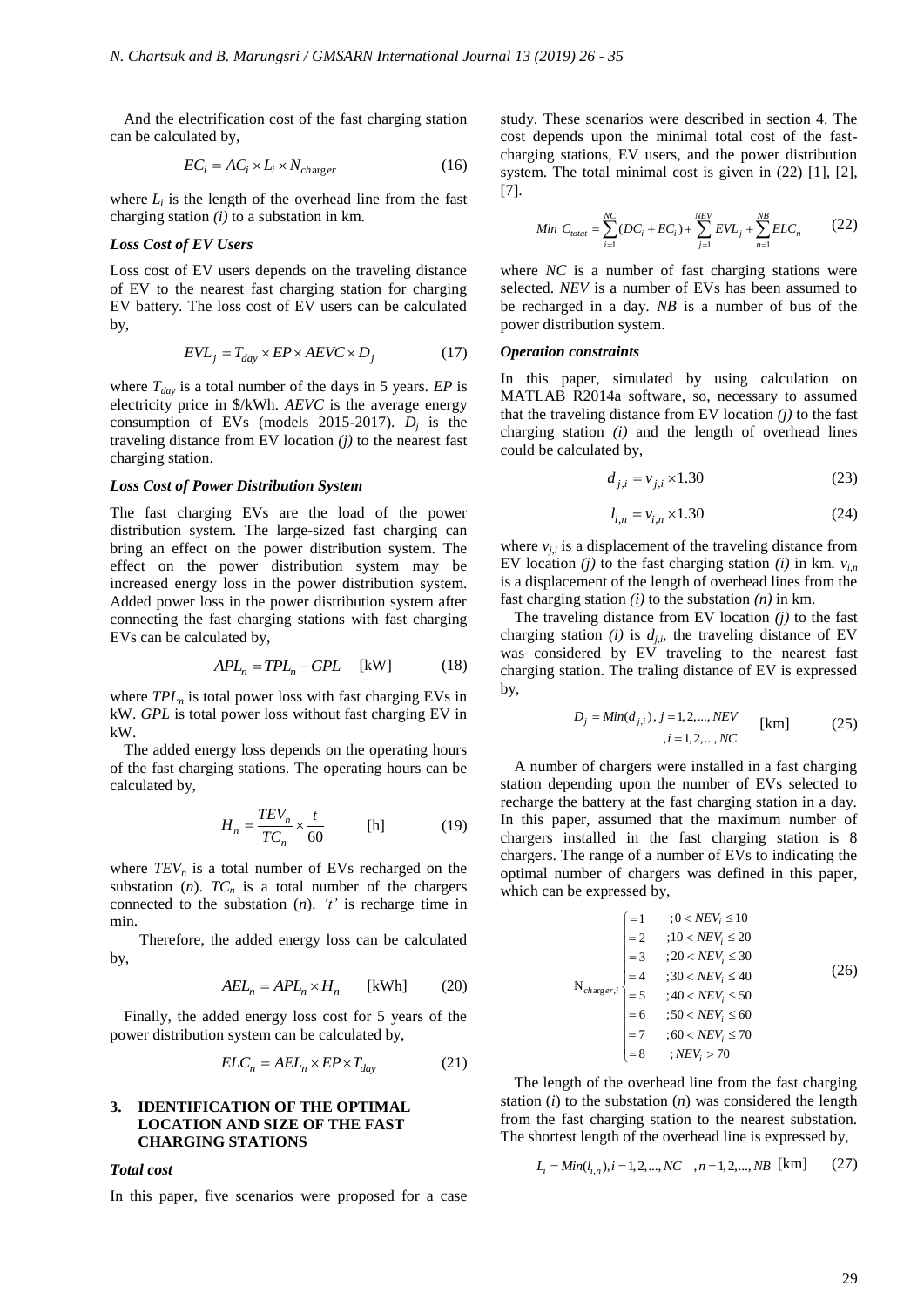And the electrification cost of the fast charging station can be calculated by,

$$EC_i = AC_i \times L_i \times N_{charger} \tag{16}$$

where $L_i$ is the length of the overhead line from the fast charging station *(i)* to a substation in km.

### *Loss Cost of EV Users*

Loss cost of EV users depends on the traveling distance of EV to the nearest fast charging station for charging EV battery. The loss cost of EV users can be calculated by,

$$EVL_j = T_{day} \times EP \times AEVC \times D_j \tag{17}$$

where $T_{day}$ is a total number of the days in 5 years. *EP* is electricity price in \$/kWh. *AEVC* is the average energy consumption of EVs (models 2015-2017). $D_j$ is the traveling distance from EV location *(j)* to the nearest fast charging station.

### *Loss Cost of Power Distribution System*

The fast charging EVs are the load of the power distribution system. The large-sized fast charging can bring an effect on the power distribution system. The effect on the power distribution system may be increased energy loss in the power distribution system. Added power loss in the power distribution system after connecting the fast charging stations with fast charging EVs can be calculated by,

$$APL_n = TPL_n - GPL \quad \text{[kW]} \tag{18}$$

where $TPL_n$ is total power loss with fast charging EVs in kW. *GPL* is total power loss without fast charging EV in kW.

The added energy loss depends on the operating hours of the fast charging stations. The operating hours can be calculated by,

$$H_n = \frac{TEV_n}{TC_n} \times \frac{t}{60} \quad \text{[h]} \tag{19}$$

where $TEV_n$ is a total number of EVs recharged on the substation (*n*). $TC_n$ is a total number of the chargers connected to the substation (*n*). *'t'* is recharge time in min.

Therefore, the added energy loss can be calculated by,

$$AEL_n = APL_n \times H_n \quad \text{[kWh]} \tag{20}$$

Finally, the added energy loss cost for 5 years of the power distribution system can be calculated by,

$$ELC_n = AEL_n \times EP \times T_{day} \tag{21}$$

## 3. IDENTIFICATION OF THE OPTIMAL LOCATION AND SIZE OF THE FAST CHARGING STATIONS

### *Total cost*

In this paper, five scenarios were proposed for a case study. These scenarios were described in section 4. The cost depends upon the minimal total cost of the fast-charging stations, EV users, and the power distribution system. The total minimal cost is given in (22) [1], [2], [7].

$$Min\ C_{totat} = \sum_{i=1}^{NC} (DC_i + EC_i) + \sum_{j=1}^{NEV} EVL_j + \sum_{n=1}^{NB} ELC_n \tag{22}$$

where *NC* is a number of fast charging stations were selected. *NEV* is a number of EVs has been assumed to be recharged in a day. *NB* is a number of bus of the power distribution system.

### *Operation constraints*

In this paper, simulated by using calculation on MATLAB R2014a software, so, necessary to assumed that the traveling distance from EV location *(j)* to the fast charging station *(i)* and the length of overhead lines could be calculated by,

$$d_{j,i} = v_{j,i} \times 1.30 \tag{23}$$

$$l_{i,n} = v_{i,n} \times 1.30 \tag{24}$$

where $v_{j,i}$ is a displacement of the traveling distance from EV location *(j)* to the fast charging station *(i)* in km. $v_{i,n}$ is a displacement of the length of overhead lines from the fast charging station *(i)* to the substation *(n)* in km.

The traveling distance from EV location *(j)* to the fast charging station *(i)* is $d_{j,i}$, the traveling distance of EV was considered by EV traveling to the nearest fast charging station. The traling distance of EV is expressed by,

$$D_j = Min(d_{j,i}),\ j = 1,2,...,NEV \quad ,i = 1,2,...,NC \quad \text{[km]} \tag{25}$$

A number of chargers were installed in a fast charging station depending upon the number of EVs selected to recharge the battery at the fast charging station in a day. In this paper, assumed that the maximum number of chargers installed in the fast charging station is 8 chargers. The range of a number of EVs to indicating the optimal number of chargers was defined in this paper, which can be expressed by,

$$N_{charger,i} \begin{cases} = 1 & ; 0 < NEV_i \le 10 \\ = 2 & ; 10 < NEV_i \le 20 \\ = 3 & ; 20 < NEV_i \le 30 \\ = 4 & ; 30 < NEV_i \le 40 \\ = 5 & ; 40 < NEV_i \le 50 \\ = 6 & ; 50 < NEV_i \le 60 \\ = 7 & ; 60 < NEV_i \le 70 \\ = 8 & ; NEV_i > 70 \end{cases} \tag{26}$$

The length of the overhead line from the fast charging station (*i*) to the substation (*n*) was considered the length from the fast charging station to the nearest substation. The shortest length of the overhead line is expressed by,

$$L_i = Min(l_{i,n}), i = 1,2,...,NC \quad ,n = 1,2,...,NB \quad \text{[km]} \tag{27}$$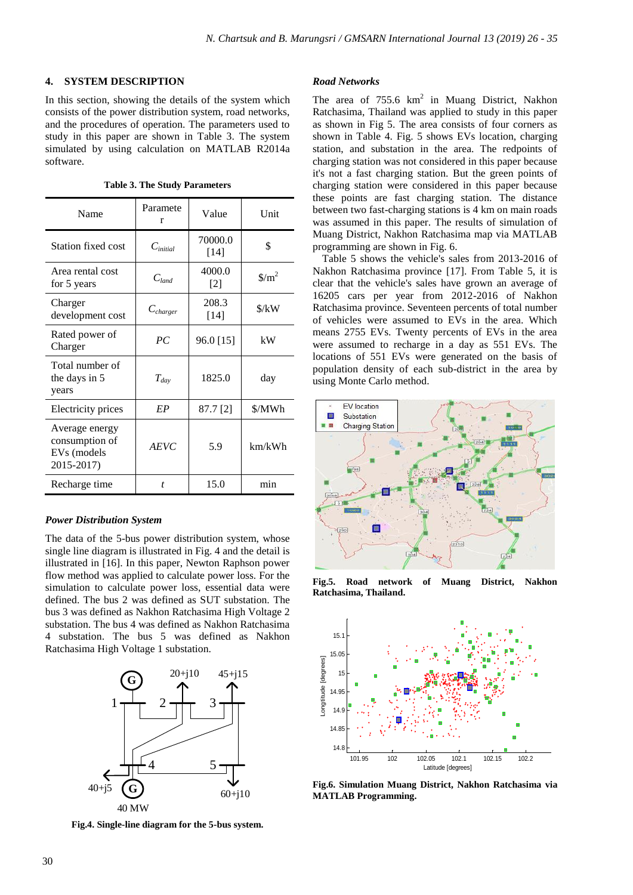## 4. SYSTEM DESCRIPTION

In this section, showing the details of the system which consists of the power distribution system, road networks, and the procedures of operation. The parameters used to study in this paper are shown in Table 3. The system simulated by using calculation on MATLAB R2014a software.

**Table 3. The Study Parameters**

| Name | Parameter | Value | Unit |
|---|---|---|---|
| Station fixed cost | $C_{initial}$ | 70000.0 [14] | $ |
| Area rental cost for 5 years | $C_{land}$ | 4000.0 [2] | $/m$^2$ |
| Charger development cost | $C_{charger}$ | 208.3 [14] | $/kW |
| Rated power of Charger | $PC$ | 96.0 [15] | kW |
| Total number of the days in 5 years | $T_{day}$ | 1825.0 | day |
| Electricity prices | $EP$ | 87.7 [2] | $/MWh |
| Average energy consumption of EVs (models 2015-2017) | $AEVC$ | 5.9 | km/kWh |
| Recharge time | $t$ | 15.0 | min |

### *Power Distribution System*

The data of the 5-bus power distribution system, whose single line diagram is illustrated in Fig. 4 and the detail is illustrated in [16]. In this paper, Newton Raphson power flow method was applied to calculate power loss. For the simulation to calculate power loss, essential data were defined. The bus 2 was defined as SUT substation. The bus 3 was defined as Nakhon Ratchasima High Voltage 2 substation. The bus 4 was defined as Nakhon Ratchasima 4 substation. The bus 5 was defined as Nakhon Ratchasima High Voltage 1 substation.

**Fig.4. Single-line diagram for the 5-bus system.**

### *Road Networks*

The area of 755.6 km$^2$ in Muang District, Nakhon Ratchasima, Thailand was applied to study in this paper as shown in Fig 5. The area consists of four corners as shown in Table 4. Fig. 5 shows EVs location, charging station, and substation in the area. The redpoints of charging station was not considered in this paper because it's not a fast charging station. But the green points of charging station were considered in this paper because these points are fast charging station. The distance between two fast-charging stations is 4 km on main roads was assumed in this paper. The results of simulation of Muang District, Nakhon Ratchasima map via MATLAB programming are shown in Fig. 6.

Table 5 shows the vehicle's sales from 2013-2016 of Nakhon Ratchasima province [17]. From Table 5, it is clear that the vehicle's sales have grown an average of 16205 cars per year from 2012-2016 of Nakhon Ratchasima province. Seventeen percents of total number of vehicles were assumed to EVs in the area. Which means 2755 EVs. Twenty percents of EVs in the area were assumed to recharge in a day as 551 EVs. The locations of 551 EVs were generated on the basis of population density of each sub-district in the area by using Monte Carlo method.

**Fig.5. Road network of Muang District, Nakhon Ratchasima, Thailand.**

**Fig.6. Simulation Muang District, Nakhon Ratchasima via MATLAB Programming.**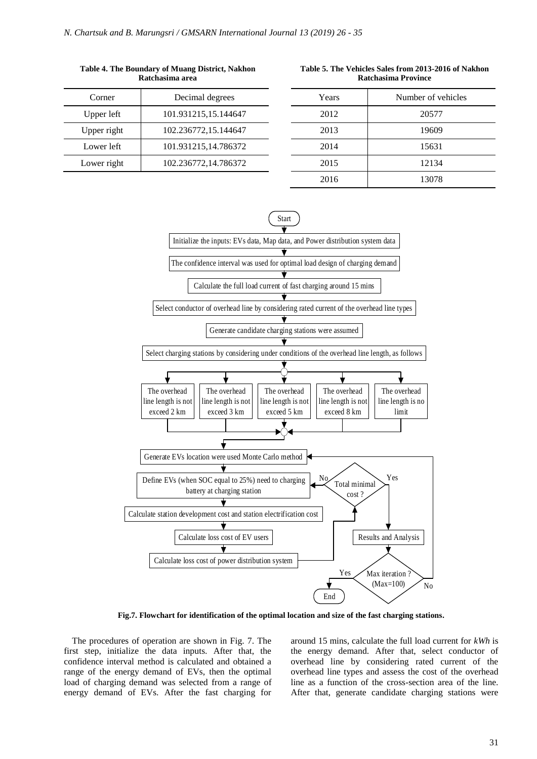**Table 4. The Boundary of Muang District, Nakhon Ratchasima area**

| Corner | Decimal degrees |
| --- | --- |
| Upper left | 101.931215,15.144647 |
| Upper right | 102.236772,15.144647 |
| Lower left | 101.931215,14.786372 |
| Lower right | 102.236772,14.786372 |

**Table 5. The Vehicles Sales from 2013-2016 of Nakhon Ratchasima Province**

| Years | Number of vehicles |
| --- | --- |
| 2012 | 20577 |
| 2013 | 19609 |
| 2014 | 15631 |
| 2015 | 12134 |
| 2016 | 13078 |

**Fig.7. Flowchart for identification of the optimal location and size of the fast charging stations.**

The procedures of operation are shown in Fig. 7. The first step, initialize the data inputs. After that, the confidence interval method is calculated and obtained a range of the energy demand of EVs, then the optimal load of charging demand was selected from a range of energy demand of EVs. After the fast charging for around 15 mins, calculate the full load current for *kWh* is the energy demand. After that, select conductor of overhead line by considering rated current of the overhead line types and assess the cost of the overhead line as a function of the cross-section area of the line. After that, generate candidate charging stations were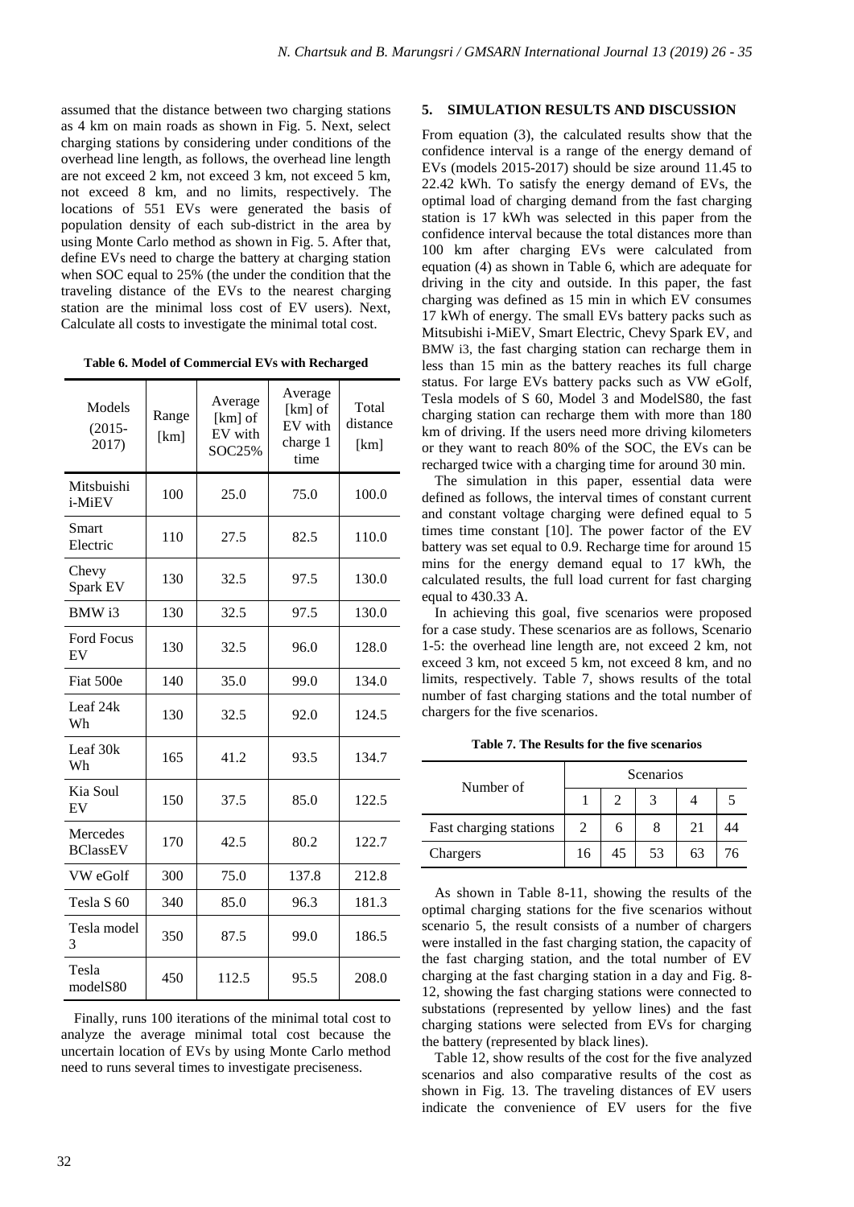assumed that the distance between two charging stations as 4 km on main roads as shown in Fig. 5. Next, select charging stations by considering under conditions of the overhead line length, as follows, the overhead line length are not exceed 2 km, not exceed 3 km, not exceed 5 km, not exceed 8 km, and no limits, respectively. The locations of 551 EVs were generated the basis of population density of each sub-district in the area by using Monte Carlo method as shown in Fig. 5. After that, define EVs need to charge the battery at charging station when SOC equal to 25% (the under the condition that the traveling distance of the EVs to the nearest charging station are the minimal loss cost of EV users). Next, Calculate all costs to investigate the minimal total cost.

**Table 6. Model of Commercial EVs with Recharged**

| Models (2015-2017) | Range [km] | Average [km] of EV with SOC25% | Average [km] of EV with charge 1 time | Total distance [km] |
|---|---|---|---|---|
| Mitsbuishi i-MiEV | 100 | 25.0 | 75.0 | 100.0 |
| Smart Electric | 110 | 27.5 | 82.5 | 110.0 |
| Chevy Spark EV | 130 | 32.5 | 97.5 | 130.0 |
| BMW i3 | 130 | 32.5 | 97.5 | 130.0 |
| Ford Focus EV | 130 | 32.5 | 96.0 | 128.0 |
| Fiat 500e | 140 | 35.0 | 99.0 | 134.0 |
| Leaf 24k Wh | 130 | 32.5 | 92.0 | 124.5 |
| Leaf 30k Wh | 165 | 41.2 | 93.5 | 134.7 |
| Kia Soul EV | 150 | 37.5 | 85.0 | 122.5 |
| Mercedes BClassEV | 170 | 42.5 | 80.2 | 122.7 |
| VW eGolf | 300 | 75.0 | 137.8 | 212.8 |
| Tesla S 60 | 340 | 85.0 | 96.3 | 181.3 |
| Tesla model 3 | 350 | 87.5 | 99.0 | 186.5 |
| Tesla modelS80 | 450 | 112.5 | 95.5 | 208.0 |

Finally, runs 100 iterations of the minimal total cost to analyze the average minimal total cost because the uncertain location of EVs by using Monte Carlo method need to runs several times to investigate preciseness.

## 5. SIMULATION RESULTS AND DISCUSSION

From equation (3), the calculated results show that the confidence interval is a range of the energy demand of EVs (models 2015-2017) should be size around 11.45 to 22.42 kWh. To satisfy the energy demand of EVs, the optimal load of charging demand from the fast charging station is 17 kWh was selected in this paper from the confidence interval because the total distances more than 100 km after charging EVs were calculated from equation (4) as shown in Table 6, which are adequate for driving in the city and outside. In this paper, the fast charging was defined as 15 min in which EV consumes 17 kWh of energy. The small EVs battery packs such as Mitsubishi i-MiEV, Smart Electric, Chevy Spark EV, and BMW i3, the fast charging station can recharge them in less than 15 min as the battery reaches its full charge status. For large EVs battery packs such as VW eGolf, Tesla models of S 60, Model 3 and ModelS80, the fast charging station can recharge them with more than 180 km of driving. If the users need more driving kilometers or they want to reach 80% of the SOC, the EVs can be recharged twice with a charging time for around 30 min.

The simulation in this paper, essential data were defined as follows, the interval times of constant current and constant voltage charging were defined equal to 5 times time constant [10]. The power factor of the EV battery was set equal to 0.9. Recharge time for around 15 mins for the energy demand equal to 17 kWh, the calculated results, the full load current for fast charging equal to 430.33 A.

In achieving this goal, five scenarios were proposed for a case study. These scenarios are as follows, Scenario 1-5: the overhead line length are, not exceed 2 km, not exceed 3 km, not exceed 5 km, not exceed 8 km, and no limits, respectively. Table 7, shows results of the total number of fast charging stations and the total number of chargers for the five scenarios.

**Table 7. The Results for the five scenarios**

| Number of | Scenarios | | | | |
|---|---|---|---|---|---|
| | 1 | 2 | 3 | 4 | 5 |
| Fast charging stations | 2 | 6 | 8 | 21 | 44 |
| Chargers | 16 | 45 | 53 | 63 | 76 |

As shown in Table 8-11, showing the results of the optimal charging stations for the five scenarios without scenario 5, the result consists of a number of chargers were installed in the fast charging station, the capacity of the fast charging station, and the total number of EV charging at the fast charging station in a day and Fig. 8-12, showing the fast charging stations were connected to substations (represented by yellow lines) and the fast charging stations were selected from EVs for charging the battery (represented by black lines).

Table 12, show results of the cost for the five analyzed scenarios and also comparative results of the cost as shown in Fig. 13. The traveling distances of EV users indicate the convenience of EV users for the five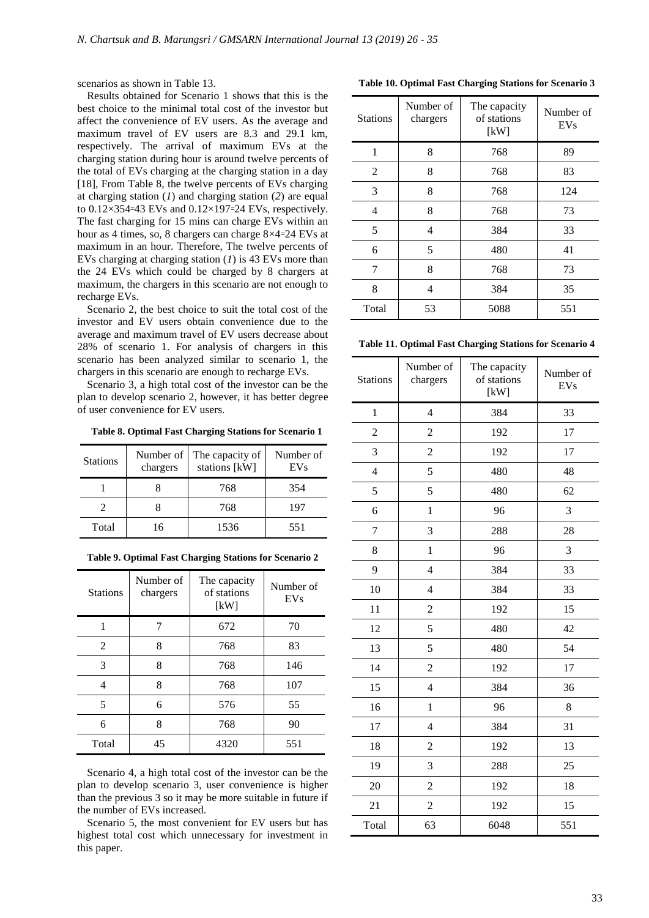scenarios as shown in Table 13.

Results obtained for Scenario 1 shows that this is the best choice to the minimal total cost of the investor but affect the convenience of EV users. As the average and maximum travel of EV users are 8.3 and 29.1 km, respectively. The arrival of maximum EVs at the charging station during hour is around twelve percents of the total of EVs charging at the charging station in a day [18], From Table 8, the twelve percents of EVs charging at charging station (*1*) and charging station (*2*) are equal to $0.12 \times 354 = 43$ EVs and $0.12 \times 197 = 24$ EVs, respectively. The fast charging for 15 mins can charge EVs within an hour as 4 times, so, 8 chargers can charge $8 \times 4 = 24$ EVs at maximum in an hour. Therefore, The twelve percents of EVs charging at charging station (*1*) is 43 EVs more than the 24 EVs which could be charged by 8 chargers at maximum, the chargers in this scenario are not enough to recharge EVs.

Scenario 2, the best choice to suit the total cost of the investor and EV users obtain convenience due to the average and maximum travel of EV users decrease about 28% of scenario 1. For analysis of chargers in this scenario has been analyzed similar to scenario 1, the chargers in this scenario are enough to recharge EVs.

Scenario 3, a high total cost of the investor can be the plan to develop scenario 2, however, it has better degree of user convenience for EV users.

**Table 8. Optimal Fast Charging Stations for Scenario 1**

| Stations | Number of chargers | The capacity of stations [kW] | Number of EVs |
|---|---|---|---|
| 1 | 8 | 768 | 354 |
| 2 | 8 | 768 | 197 |
| Total | 16 | 1536 | 551 |

**Table 9. Optimal Fast Charging Stations for Scenario 2**

| Stations | Number of chargers | The capacity of stations [kW] | Number of EVs |
|---|---|---|---|
| 1 | 7 | 672 | 70 |
| 2 | 8 | 768 | 83 |
| 3 | 8 | 768 | 146 |
| 4 | 8 | 768 | 107 |
| 5 | 6 | 576 | 55 |
| 6 | 8 | 768 | 90 |
| Total | 45 | 4320 | 551 |

Scenario 4, a high total cost of the investor can be the plan to develop scenario 3, user convenience is higher than the previous 3 so it may be more suitable in future if the number of EVs increased.

Scenario 5, the most convenient for EV users but has highest total cost which unnecessary for investment in this paper.

**Table 10. Optimal Fast Charging Stations for Scenario 3**

| Stations | Number of chargers | The capacity of stations [kW] | Number of EVs |
|---|---|---|---|
| 1 | 8 | 768 | 89 |
| 2 | 8 | 768 | 83 |
| 3 | 8 | 768 | 124 |
| 4 | 8 | 768 | 73 |
| 5 | 4 | 384 | 33 |
| 6 | 5 | 480 | 41 |
| 7 | 8 | 768 | 73 |
| 8 | 4 | 384 | 35 |
| Total | 53 | 5088 | 551 |

**Table 11. Optimal Fast Charging Stations for Scenario 4**

| Stations | Number of chargers | The capacity of stations [kW] | Number of EVs |
|---|---|---|---|
| 1 | 4 | 384 | 33 |
| 2 | 2 | 192 | 17 |
| 3 | 2 | 192 | 17 |
| 4 | 5 | 480 | 48 |
| 5 | 5 | 480 | 62 |
| 6 | 1 | 96 | 3 |
| 7 | 3 | 288 | 28 |
| 8 | 1 | 96 | 3 |
| 9 | 4 | 384 | 33 |
| 10 | 4 | 384 | 33 |
| 11 | 2 | 192 | 15 |
| 12 | 5 | 480 | 42 |
| 13 | 5 | 480 | 54 |
| 14 | 2 | 192 | 17 |
| 15 | 4 | 384 | 36 |
| 16 | 1 | 96 | 8 |
| 17 | 4 | 384 | 31 |
| 18 | 2 | 192 | 13 |
| 19 | 3 | 288 | 25 |
| 20 | 2 | 192 | 18 |
| 21 | 2 | 192 | 15 |
| Total | 63 | 6048 | 551 |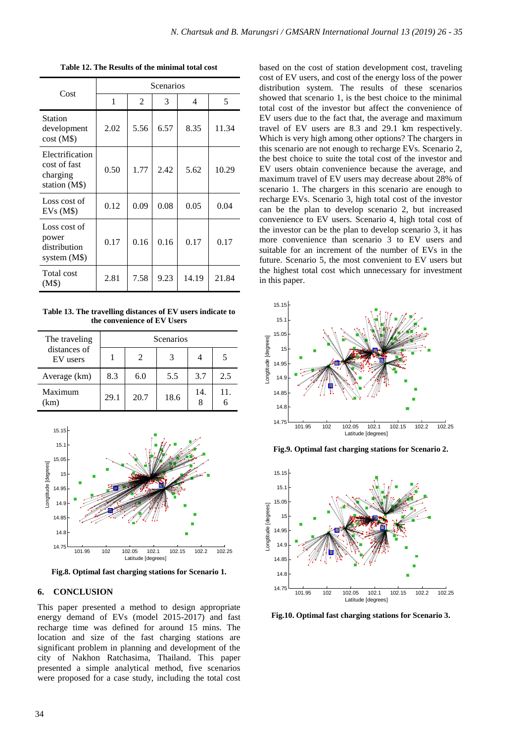**Table 12. The Results of the minimal total cost**

| Cost | Scenarios | | | | |
|---|---|---|---|---|---|
| | 1 | 2 | 3 | 4 | 5 |
| Station development cost (M$) | 2.02 | 5.56 | 6.57 | 8.35 | 11.34 |
| Electrification cost of fast charging station (M$) | 0.50 | 1.77 | 2.42 | 5.62 | 10.29 |
| Loss cost of EVs (M$) | 0.12 | 0.09 | 0.08 | 0.05 | 0.04 |
| Loss cost of power distribution system (M$) | 0.17 | 0.16 | 0.16 | 0.17 | 0.17 |
| Total cost (M$) | 2.81 | 7.58 | 9.23 | 14.19 | 21.84 |

**Table 13. The travelling distances of EV users indicate to the convenience of EV Users**

| The traveling distances of EV users | Scenarios | | | | |
|---|---|---|---|---|---|
| | 1 | 2 | 3 | 4 | 5 |
| Average (km) | 8.3 | 6.0 | 5.5 | 3.7 | 2.5 |
| Maximum (km) | 29.1 | 20.7 | 18.6 | 14.8 | 11.6 |

**Fig.8. Optimal fast charging stations for Scenario 1.**

## 6. CONCLUSION

This paper presented a method to design appropriate energy demand of EVs (model 2015-2017) and fast recharge time was defined for around 15 mins. The location and size of the fast charging stations are significant problem in planning and development of the city of Nakhon Ratchasima, Thailand. This paper presented a simple analytical method, five scenarios were proposed for a case study, including the total cost based on the cost of station development cost, traveling cost of EV users, and cost of the energy loss of the power distribution system. The results of these scenarios showed that scenario 1, is the best choice to the minimal total cost of the investor but affect the convenience of EV users due to the fact that, the average and maximum travel of EV users are 8.3 and 29.1 km respectively. Which is very high among other options? The chargers in this scenario are not enough to recharge EVs. Scenario 2, the best choice to suite the total cost of the investor and EV users obtain convenience because the average, and maximum travel of EV users may decrease about 28% of scenario 1. The chargers in this scenario are enough to recharge EVs. Scenario 3, high total cost of the investor can be the plan to develop scenario 2, but increased convenience to EV users. Scenario 4, high total cost of the investor can be the plan to develop scenario 3, it has more convenience than scenario 3 to EV users and suitable for an increment of the number of EVs in the future. Scenario 5, the most convenient to EV users but the highest total cost which unnecessary for investment in this paper.

**Fig.9. Optimal fast charging stations for Scenario 2.**

**Fig.10. Optimal fast charging stations for Scenario 3.**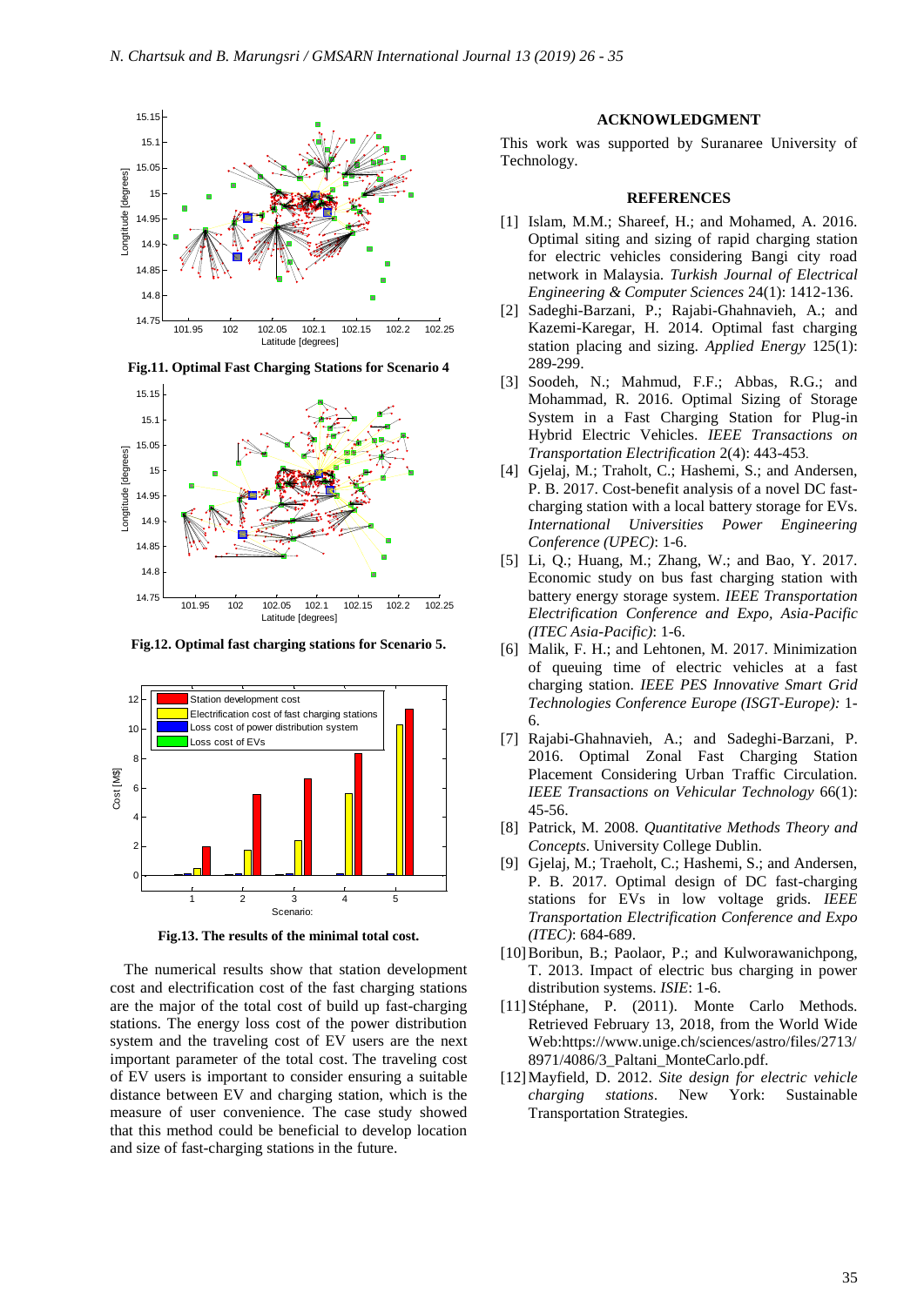15.15
15.1
15.05
15
14.95
14.9
14.85
14.8
14.75
Longtitude [degrees]
101.95 102 102.05 102.1 102.15 102.2 102.25
Latitude [degrees]

**Fig.11. Optimal Fast Charging Stations for Scenario 4**

15.15
15.1
15.05
15
14.95
14.9
14.85
14.8
14.75
Longtitude [degrees]
101.95 102 102.05 102.1 102.15 102.2 102.25
Latitude [degrees]

**Fig.12. Optimal fast charging stations for Scenario 5.**

Station development cost
Electrification cost of fast charging stations
Loss cost of power distribution system
Loss cost of EVs
Cost [M$]
0 2 4 6 8 10 12
1 2 3 4 5
Scenario:

**Fig.13. The results of the minimal total cost.**

The numerical results show that station development cost and electrification cost of the fast charging stations are the major of the total cost of build up fast-charging stations. The energy loss cost of the power distribution system and the traveling cost of EV users are the next important parameter of the total cost. The traveling cost of EV users is important to consider ensuring a suitable distance between EV and charging station, which is the measure of user convenience. The case study showed that this method could be beneficial to develop location and size of fast-charging stations in the future.

## ACKNOWLEDGMENT

This work was supported by Suranaree University of Technology.

## REFERENCES

[1] Islam, M.M.; Shareef, H.; and Mohamed, A. 2016. Optimal siting and sizing of rapid charging station for electric vehicles considering Bangi city road network in Malaysia. *Turkish Journal of Electrical Engineering & Computer Sciences* 24(1): 1412-136.

[2] Sadeghi-Barzani, P.; Rajabi-Ghahnavieh, A.; and Kazemi-Karegar, H. 2014. Optimal fast charging station placing and sizing. *Applied Energy* 125(1): 289-299.

[3] Soodeh, N.; Mahmud, F.F.; Abbas, R.G.; and Mohammad, R. 2016. Optimal Sizing of Storage System in a Fast Charging Station for Plug-in Hybrid Electric Vehicles. *IEEE Transactions on Transportation Electrification* 2(4): 443-453.

[4] Gjelaj, M.; Traholt, C.; Hashemi, S.; and Andersen, P. B. 2017. Cost-benefit analysis of a novel DC fast-charging station with a local battery storage for EVs. *International Universities Power Engineering Conference (UPEC)*: 1-6.

[5] Li, Q.; Huang, M.; Zhang, W.; and Bao, Y. 2017. Economic study on bus fast charging station with battery energy storage system. *IEEE Transportation Electrification Conference and Expo, Asia-Pacific (ITEC Asia-Pacific)*: 1-6.

[6] Malik, F. H.; and Lehtonen, M. 2017. Minimization of queuing time of electric vehicles at a fast charging station. *IEEE PES Innovative Smart Grid Technologies Conference Europe (ISGT-Europe)*: 1-6.

[7] Rajabi-Ghahnavieh, A.; and Sadeghi-Barzani, P. 2016. Optimal Zonal Fast Charging Station Placement Considering Urban Traffic Circulation. *IEEE Transactions on Vehicular Technology* 66(1): 45-56.

[8] Patrick, M. 2008. *Quantitative Methods Theory and Concepts*. University College Dublin.

[9] Gjelaj, M.; Traeholt, C.; Hashemi, S.; and Andersen, P. B. 2017. Optimal design of DC fast-charging stations for EVs in low voltage grids. *IEEE Transportation Electrification Conference and Expo (ITEC)*: 684-689.

[10] Boribun, B.; Paolaor, P.; and Kulworawanichpong, T. 2013. Impact of electric bus charging in power distribution systems. *ISIE*: 1-6.

[11] Stéphane, P. (2011). Monte Carlo Methods. Retrieved February 13, 2018, from the World Wide Web:https://www.unige.ch/sciences/astro/files/2713/8971/4086/3_Paltani_MonteCarlo.pdf.

[12] Mayfield, D. 2012. *Site design for electric vehicle charging stations*. New York: Sustainable Transportation Strategies.